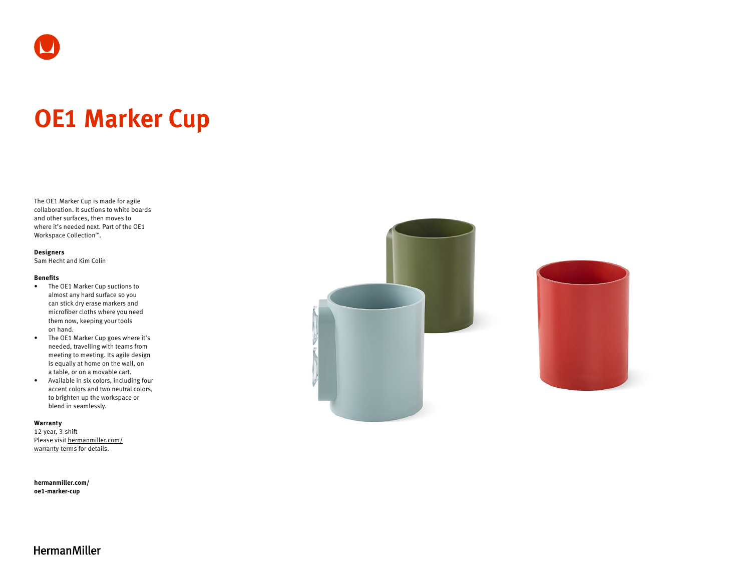# OE1 Marker Cup

The OE1 Marker Cup is made for agile collaboration. It suctions to white boards and other surfaces, then moves to where it's needed next. Part of the OE1 Workspace Collection™.

**Designers**
Sam Hecht and Kim Colin

**Benefits**

- The OE1 Marker Cup suctions to almost any hard surface so you can stick dry erase markers and microfiber cloths where you need them now, keeping your tools on hand.
- The OE1 Marker Cup goes where it's needed, travelling with teams from meeting to meeting. Its agile design is equally at home on the wall, on a table, or on a movable cart.
- Available in six colors, including four accent colors and two neutral colors, to brighten up the workspace or blend in seamlessly.

**Warranty**
12-year, 3-shift
Please visit hermanmiller.com/warranty-terms for details.

**hermanmiller.com/oe1-marker-cup**

HermanMiller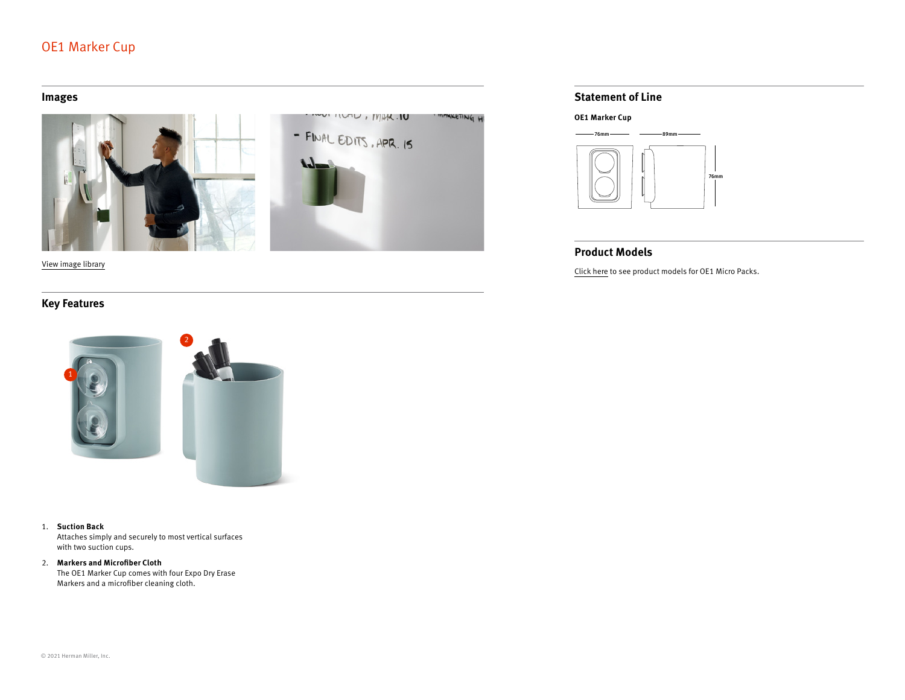# OE1 Marker Cup

## Images

View image library

## Key Features

1. **Suction Back**
   Attaches simply and securely to most vertical surfaces with two suction cups.
2. **Markers and Microfiber Cloth**
   The OE1 Marker Cup comes with four Expo Dry Erase Markers and a microfiber cleaning cloth.

## Statement of Line

**OE1 Marker Cup**

76mm
89mm
76mm

## Product Models

Click here to see product models for OE1 Micro Packs.

© 2021 Herman Miller, Inc.